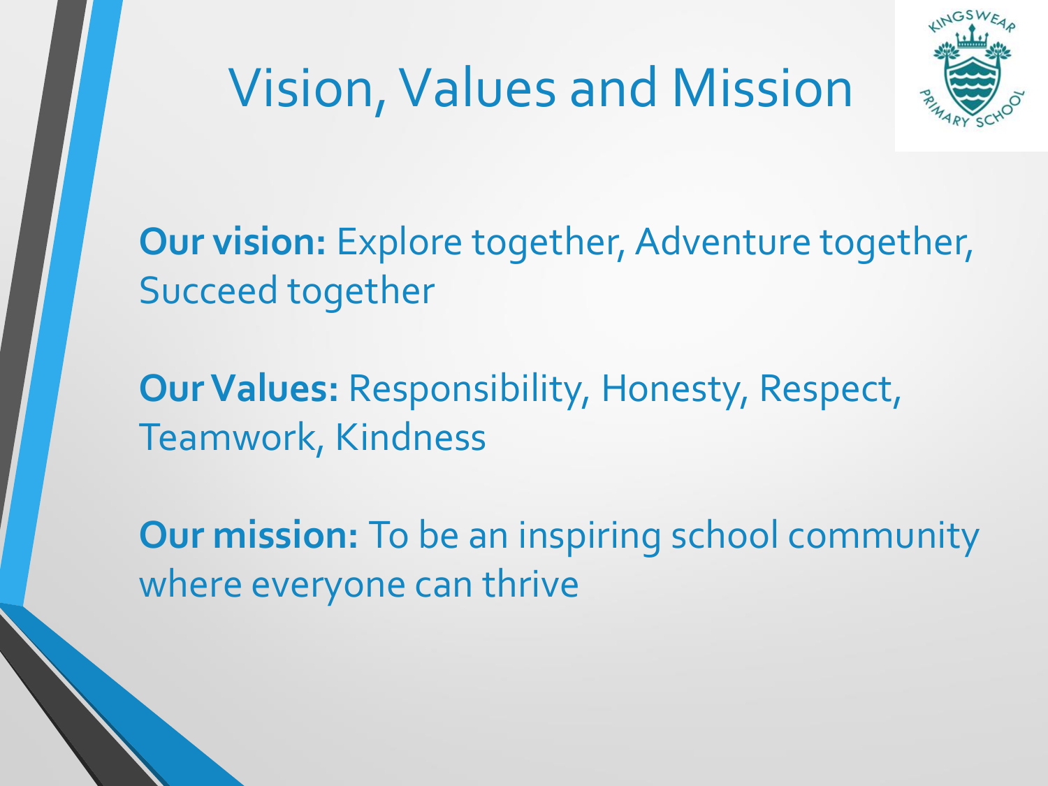# Vision, Values and Mission

**Our vision:** Explore together, Adventure together, Succeed together

**Our Values:** Responsibility, Honesty, Respect, Teamwork, Kindness

**Our mission:** To be an inspiring school community where everyone can thrive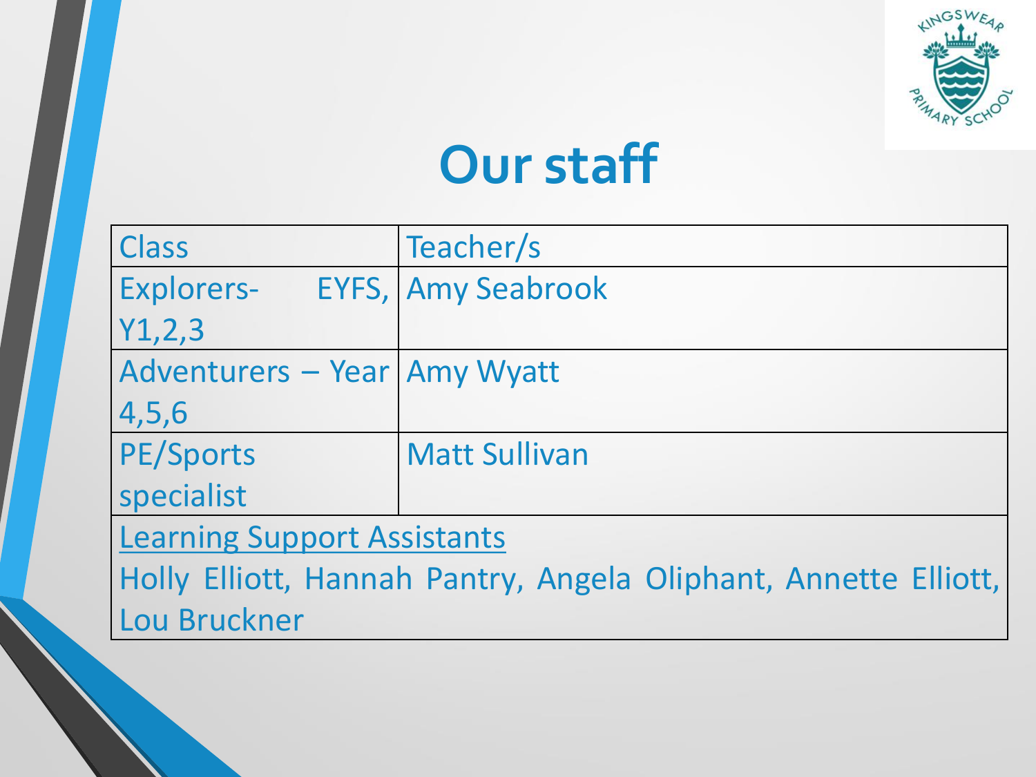# Our staff

| Class | Teacher/s |
|---|---|
| Explorers- EYFS, Y1,2,3 | Amy Seabrook |
| Adventurers – Year 4,5,6 | Amy Wyatt |
| PE/Sports specialist | Matt Sullivan |
| Learning Support Assistants<br>Holly Elliott, Hannah Pantry, Angela Oliphant, Annette Elliott, Lou Bruckner | |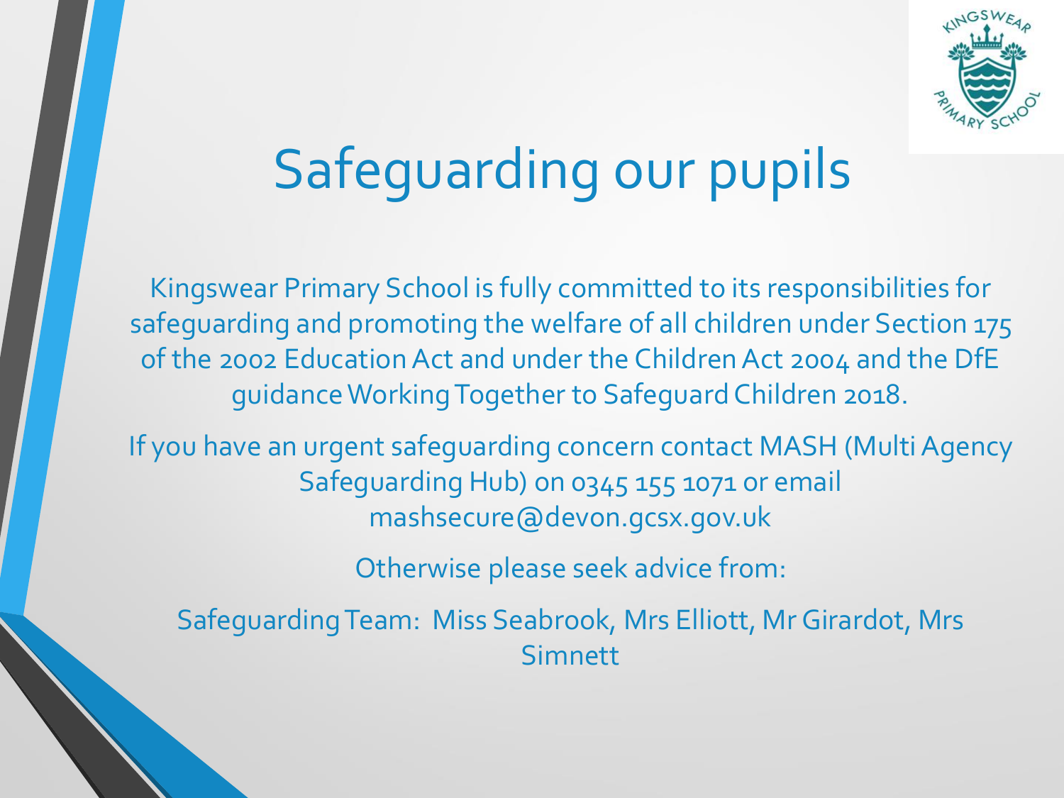# Safeguarding our pupils

Kingswear Primary School is fully committed to its responsibilities for safeguarding and promoting the welfare of all children under Section 175 of the 2002 Education Act and under the Children Act 2004 and the DfE guidance Working Together to Safeguard Children 2018.

If you have an urgent safeguarding concern contact MASH (Multi Agency Safeguarding Hub) on 0345 155 1071 or email mashsecure@devon.gcsx.gov.uk

Otherwise please seek advice from:

Safeguarding Team: Miss Seabrook, Mrs Elliott, Mr Girardot, Mrs Simnett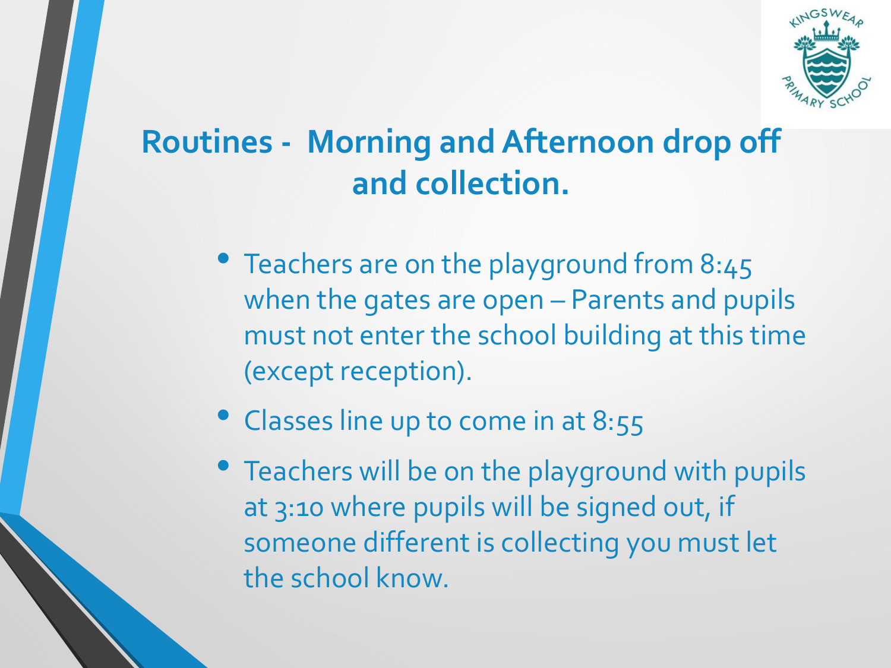## Routines - Morning and Afternoon drop off and collection.

- Teachers are on the playground from 8:45 when the gates are open – Parents and pupils must not enter the school building at this time (except reception).
- Classes line up to come in at 8:55
- Teachers will be on the playground with pupils at 3:10 where pupils will be signed out, if someone different is collecting you must let the school know.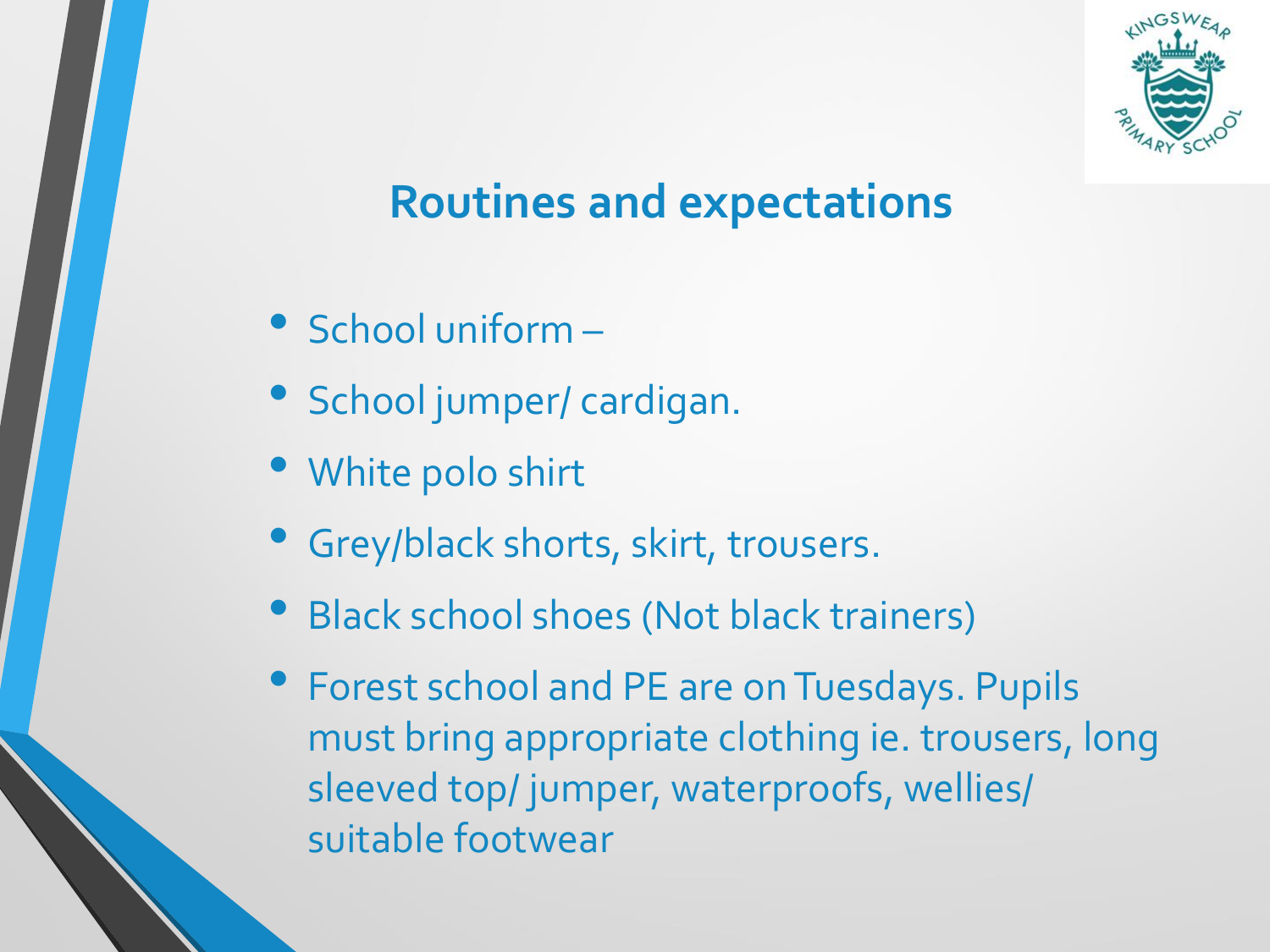## Routines and expectations

- School uniform –
- School jumper/ cardigan.
- White polo shirt
- Grey/black shorts, skirt, trousers.
- Black school shoes (Not black trainers)
- Forest school and PE are on Tuesdays. Pupils must bring appropriate clothing ie. trousers, long sleeved top/ jumper, waterproofs, wellies/ suitable footwear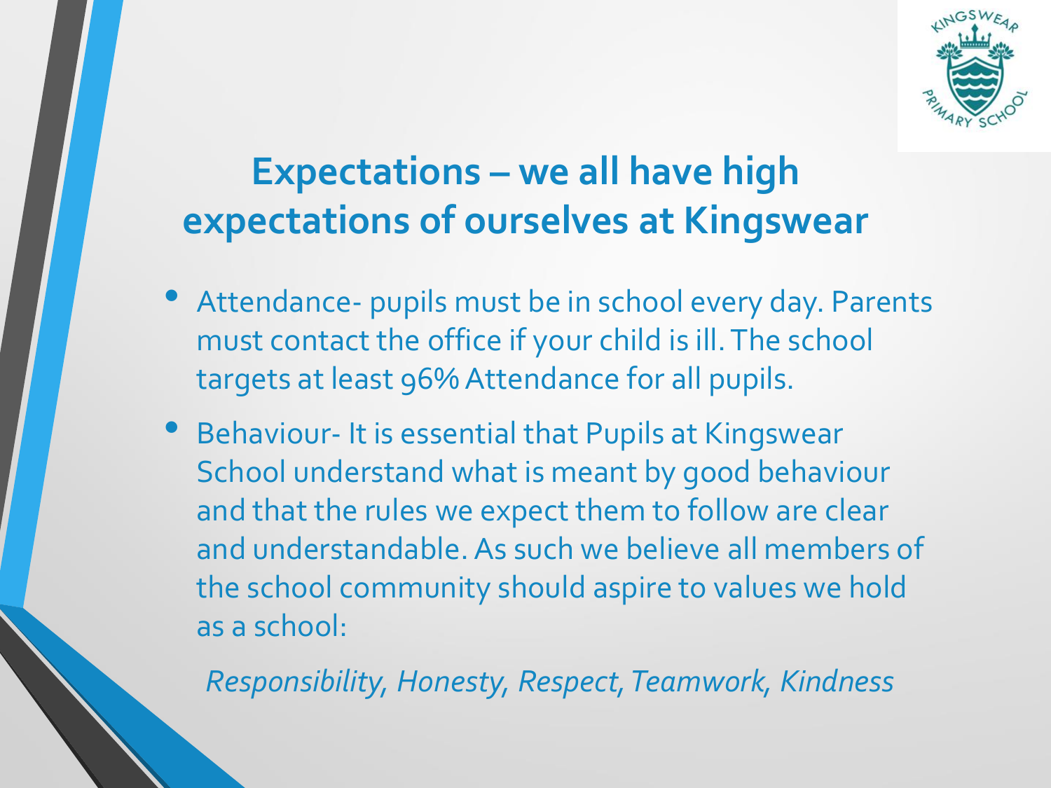## Expectations – we all have high expectations of ourselves at Kingswear

- Attendance- pupils must be in school every day. Parents must contact the office if your child is ill. The school targets at least 96% Attendance for all pupils.
- Behaviour- It is essential that Pupils at Kingswear School understand what is meant by good behaviour and that the rules we expect them to follow are clear and understandable. As such we believe all members of the school community should aspire to values we hold as a school:

  *Responsibility, Honesty, Respect, Teamwork, Kindness*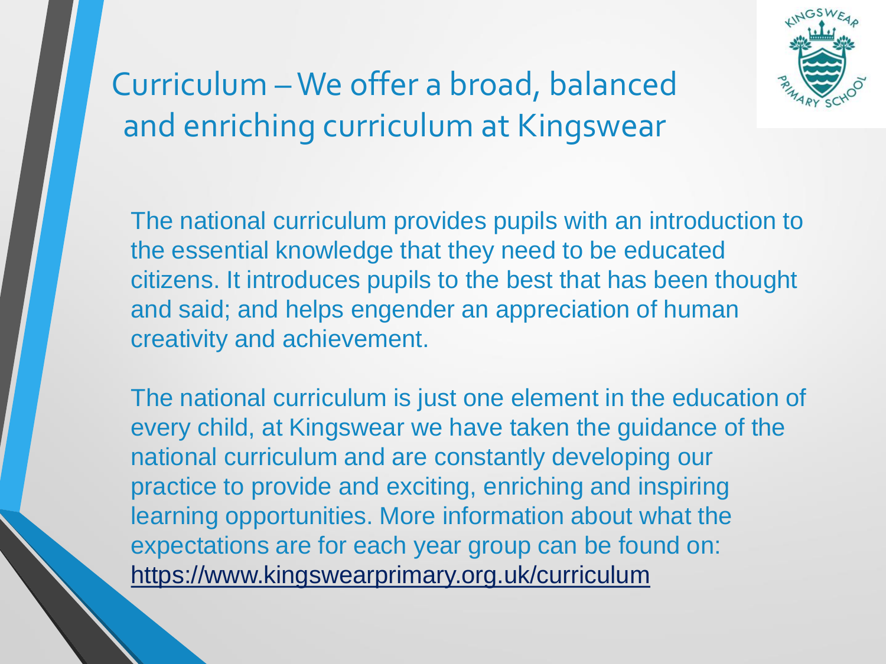# Curriculum – We offer a broad, balanced and enriching curriculum at Kingswear

The national curriculum provides pupils with an introduction to the essential knowledge that they need to be educated citizens. It introduces pupils to the best that has been thought and said; and helps engender an appreciation of human creativity and achievement.

The national curriculum is just one element in the education of every child, at Kingswear we have taken the guidance of the national curriculum and are constantly developing our practice to provide and exciting, enriching and inspiring learning opportunities. More information about what the expectations are for each year group can be found on: https://www.kingswearprimary.org.uk/curriculum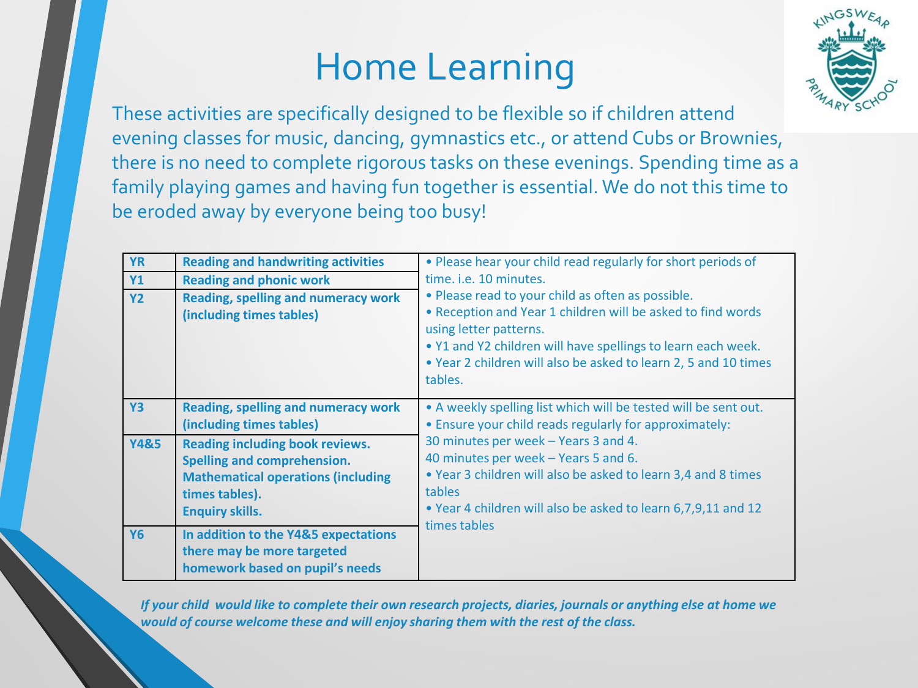# Home Learning

These activities are specifically designed to be flexible so if children attend evening classes for music, dancing, gymnastics etc., or attend Cubs or Brownies, there is no need to complete rigorous tasks on these evenings. Spending time as a family playing games and having fun together is essential. We do not this time to be eroded away by everyone being too busy!

| | | |
|---|---|---|
| **YR** | **Reading and handwriting activities** | • Please hear your child read regularly for short periods of time. i.e. 10 minutes.<br>• Please read to your child as often as possible.<br>• Reception and Year 1 children will be asked to find words using letter patterns.<br>• Y1 and Y2 children will have spellings to learn each week.<br>• Year 2 children will also be asked to learn 2, 5 and 10 times tables. |
| **Y1** | **Reading and phonic work** | |
| **Y2** | **Reading, spelling and numeracy work (including times tables)** | |
| **Y3** | **Reading, spelling and numeracy work (including times tables)** | • A weekly spelling list which will be tested will be sent out.<br>• Ensure your child reads regularly for approximately:<br>30 minutes per week – Years 3 and 4.<br>40 minutes per week – Years 5 and 6.<br>• Year 3 children will also be asked to learn 3,4 and 8 times tables<br>• Year 4 children will also be asked to learn 6,7,9,11 and 12 times tables |
| **Y4&5** | **Reading including book reviews.<br>Spelling and comprehension.<br>Mathematical operations (including times tables).<br>Enquiry skills.** | |
| **Y6** | **In addition to the Y4&5 expectations there may be more targeted homework based on pupil's needs** | |

***If your child would like to complete their own research projects, diaries, journals or anything else at home we would of course welcome these and will enjoy sharing them with the rest of the class.***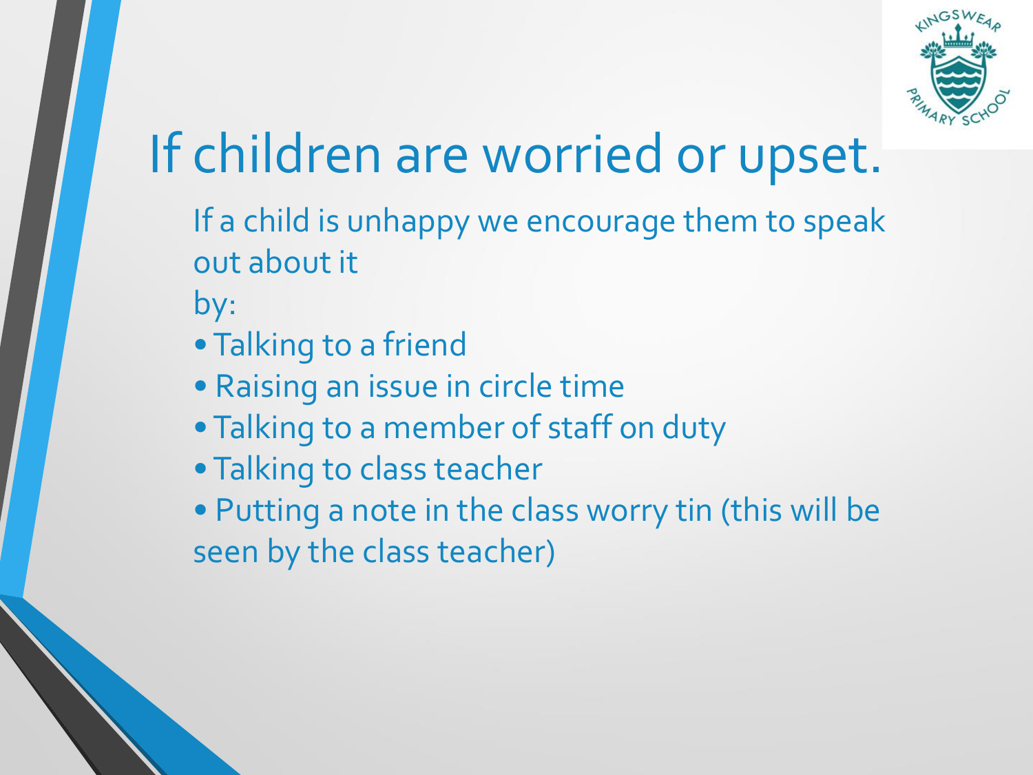# If children are worried or upset.

If a child is unhappy we encourage them to speak out about it by:

- Talking to a friend
- Raising an issue in circle time
- Talking to a member of staff on duty
- Talking to class teacher
- Putting a note in the class worry tin (this will be seen by the class teacher)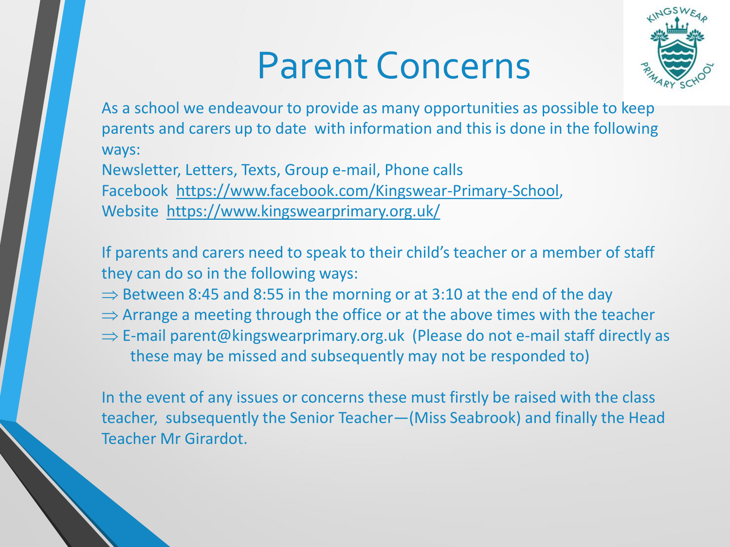# Parent Concerns

As a school we endeavour to provide as many opportunities as possible to keep parents and carers up to date with information and this is done in the following ways:

Newsletter, Letters, Texts, Group e-mail, Phone calls
Facebook https://www.facebook.com/Kingswear-Primary-School,
Website https://www.kingswearprimary.org.uk/

If parents and carers need to speak to their child's teacher or a member of staff they can do so in the following ways:

- ⇒ Between 8:45 and 8:55 in the morning or at 3:10 at the end of the day
- ⇒ Arrange a meeting through the office or at the above times with the teacher
- ⇒ E-mail parent@kingswearprimary.org.uk (Please do not e-mail staff directly as these may be missed and subsequently may not be responded to)

In the event of any issues or concerns these must firstly be raised with the class teacher, subsequently the Senior Teacher—(Miss Seabrook) and finally the Head Teacher Mr Girardot.